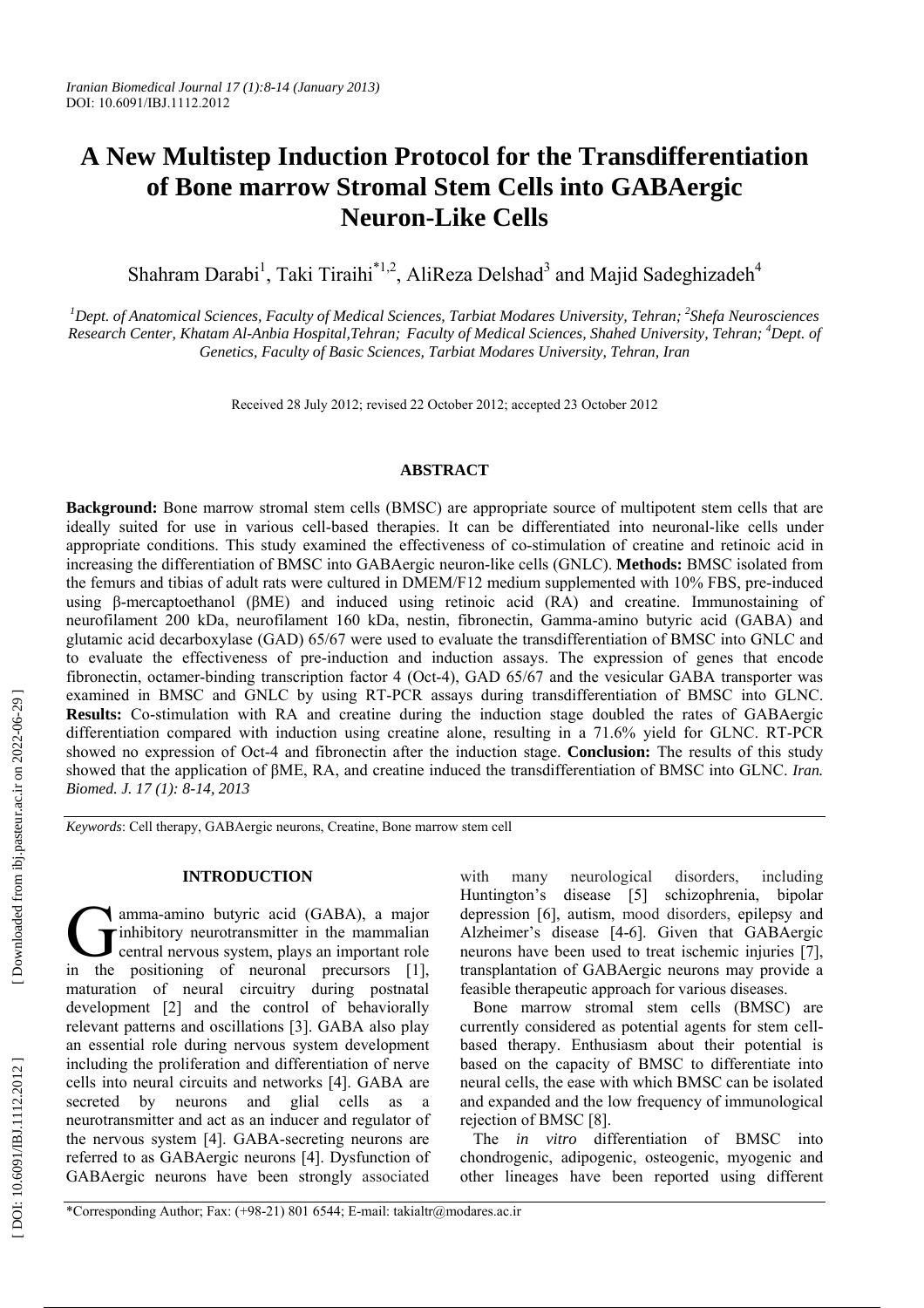# A New Multistep Induction Protocol for the Transdifferentiation of Bone marrow Stromal Stem Cells into GABAergic Neuron-Like Cells

Shahram Darabi[1], Taki Tiraihi[*1,2], AliReza Delshad[3] and Majid Sadeghizadeh[4]

[1]Dept. of Anatomical Sciences, Faculty of Medical Sciences, Tarbiat Modares University, Tehran; [2]Shefa Neurosciences Research Center, Khatam Al-Anbia Hospital, Tehran; Faculty of Medical Sciences, Shahed University, Tehran; [4]Dept. of Genetics, Faculty of Basic Sciences, Tarbiat Modares University, Tehran, Iran

Received 28 July 2012; revised 22 October 2012; accepted 23 October 2012

## ABSTRACT

**Background:** Bone marrow stromal stem cells (BMSC) are appropriate source of multipotent stem cells that are ideally suited for use in various cell-based therapies. It can be differentiated into neuronal-like cells under appropriate conditions. This study examined the effectiveness of co-stimulation of creatine and retinoic acid in increasing the differentiation of BMSC into GABAergic neuron-like cells (GNLC). **Methods:** BMSC isolated from the femurs and tibias of adult rats were cultured in DMEM/F12 medium supplemented with 10% FBS, pre-induced using β-mercaptoethanol (βME) and induced using retinoic acid (RA) and creatine. Immunostaining of neurofilament 200 kDa, neurofilament 160 kDa, nestin, fibronectin, Gamma-amino butyric acid (GABA) and glutamic acid decarboxylase (GAD) 65/67 were used to evaluate the transdifferentiation of BMSC into GNLC and to evaluate the effectiveness of pre-induction and induction assays. The expression of genes that encode fibronectin, octamer-binding transcription factor 4 (Oct-4), GAD 65/67 and the vesicular GABA transporter was examined in BMSC and GNLC by using RT-PCR assays during transdifferentiation of BMSC into GLNC. **Results:** Co-stimulation with RA and creatine during the induction stage doubled the rates of GABAergic differentiation compared with induction using creatine alone, resulting in a 71.6% yield for GLNC. RT-PCR showed no expression of Oct-4 and fibronectin after the induction stage. **Conclusion:** The results of this study showed that the application of βME, RA, and creatine induced the transdifferentiation of BMSC into GLNC. *Iran. Biomed. J. 17 (1): 8-14, 2013*

*Keywords*: Cell therapy, GABAergic neurons, Creatine, Bone marrow stem cell

## INTRODUCTION

Gamma-amino butyric acid (GABA), a major inhibitory neurotransmitter in the mammalian central nervous system, plays an important role in the positioning of neuronal precursors [1], maturation of neural circuitry during postnatal development [2] and the control of behaviorally relevant patterns and oscillations [3]. GABA also play an essential role during nervous system development including the proliferation and differentiation of nerve cells into neural circuits and networks [4]. GABA are secreted by neurons and glial cells as a neurotransmitter and act as an inducer and regulator of the nervous system [4]. GABA-secreting neurons are referred to as GABAergic neurons [4]. Dysfunction of GABAergic neurons have been strongly associated with many neurological disorders, including Huntington's disease [5] schizophrenia, bipolar depression [6], autism, mood disorders, epilepsy and Alzheimer's disease [4-6]. Given that GABAergic neurons have been used to treat ischemic injuries [7], transplantation of GABAergic neurons may provide a feasible therapeutic approach for various diseases.

Bone marrow stromal stem cells (BMSC) are currently considered as potential agents for stem cell-based therapy. Enthusiasm about their potential is based on the capacity of BMSC to differentiate into neural cells, the ease with which BMSC can be isolated and expanded and the low frequency of immunological rejection of BMSC [8].

The *in vitro* differentiation of BMSC into chondrogenic, adipogenic, osteogenic, myogenic and other lineages have been reported using different

*Corresponding Author; Fax: (+98-21) 801 6544; E-mail: takialtr@modares.ac.ir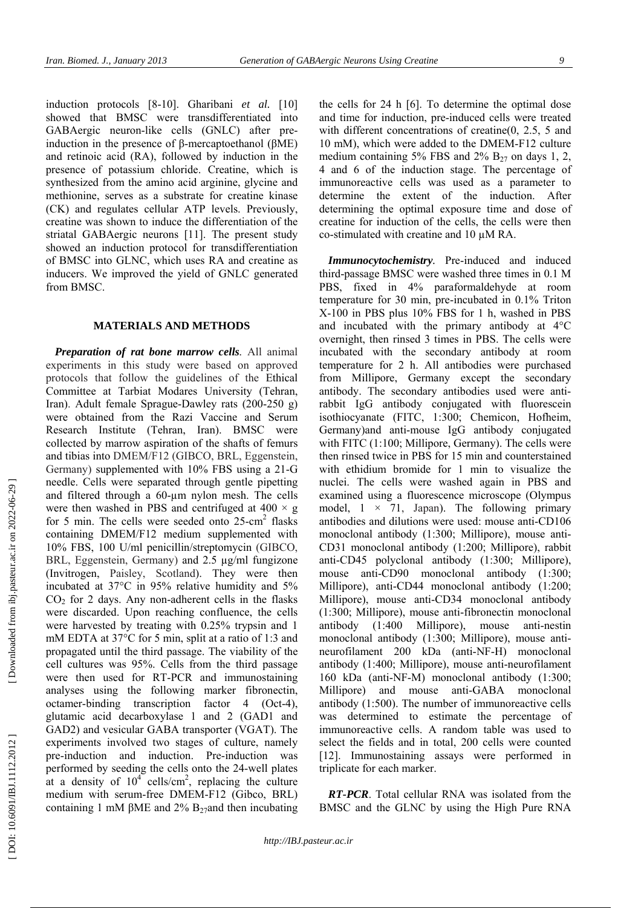induction protocols [8-10]. Gharibani *et al.* [10] showed that BMSC were transdifferentiated into GABAergic neuron-like cells (GNLC) after pre-induction in the presence of β-mercaptoethanol (βME) and retinoic acid (RA), followed by induction in the presence of potassium chloride. Creatine, which is synthesized from the amino acid arginine, glycine and methionine, serves as a substrate for creatine kinase (CK) and regulates cellular ATP levels. Previously, creatine was shown to induce the differentiation of the striatal GABAergic neurons [11]. The present study showed an induction protocol for transdifferentiation of BMSC into GLNC, which uses RA and creatine as inducers. We improved the yield of GNLC generated from BMSC.

## MATERIALS AND METHODS

***Preparation of rat bone marrow cells*.** All animal experiments in this study were based on approved protocols that follow the guidelines of the Ethical Committee at Tarbiat Modares University (Tehran, Iran). Adult female Sprague-Dawley rats (200-250 g) were obtained from the Razi Vaccine and Serum Research Institute (Tehran, Iran). BMSC were collected by marrow aspiration of the shafts of femurs and tibias into DMEM/F12 (GIBCO, BRL, Eggenstein, Germany) supplemented with 10% FBS using a 21-G needle. Cells were separated through gentle pipetting and filtered through a 60-µm nylon mesh. The cells were then washed in PBS and centrifuged at 400 × g for 5 min. The cells were seeded onto 25-cm$^2$ flasks containing DMEM/F12 medium supplemented with 10% FBS, 100 U/ml penicillin/streptomycin (GIBCO, BRL, Eggenstein, Germany) and 2.5 µg/ml fungizone (Invitrogen, Paisley, Scotland). They were then incubated at 37°C in 95% relative humidity and 5% $CO_2$ for 2 days. Any non-adherent cells in the flasks were discarded. Upon reaching confluence, the cells were harvested by treating with 0.25% trypsin and 1 mM EDTA at 37°C for 5 min, split at a ratio of 1:3 and propagated until the third passage. The viability of the cell cultures was 95%. Cells from the third passage were then used for RT-PCR and immunostaining analyses using the following marker fibronectin, octamer-binding transcription factor 4 (Oct-4), glutamic acid decarboxylase 1 and 2 (GAD1 and GAD2) and vesicular GABA transporter (VGAT). The experiments involved two stages of culture, namely pre-induction and induction. Pre-induction was performed by seeding the cells onto the 24-well plates at a density of $10^4$ cells/cm$^2$, replacing the culture medium with serum-free DMEM-F12 (Gibco, BRL) containing 1 mM βME and 2% $B_{27}$and then incubating the cells for 24 h [6]. To determine the optimal dose and time for induction, pre-induced cells were treated with different concentrations of creatine(0, 2.5, 5 and 10 mM), which were added to the DMEM-F12 culture medium containing 5% FBS and 2% $B_{27}$ on days 1, 2, 4 and 6 of the induction stage. The percentage of immunoreactive cells was used as a parameter to determine the extent of the induction. After determining the optimal exposure time and dose of creatine for induction of the cells, the cells were then co-stimulated with creatine and 10 µM RA.

***Immunocytochemistry*.** Pre-induced and induced third-passage BMSC were washed three times in 0.1 M PBS, fixed in 4% paraformaldehyde at room temperature for 30 min, pre-incubated in 0.1% Triton X-100 in PBS plus 10% FBS for 1 h, washed in PBS and incubated with the primary antibody at 4°C overnight, then rinsed 3 times in PBS. The cells were incubated with the secondary antibody at room temperature for 2 h. All antibodies were purchased from Millipore, Germany except the secondary antibody. The secondary antibodies used were anti-rabbit IgG antibody conjugated with fluorescein isothiocyanate (FITC, 1:300; Chemicon, Hofheim, Germany)and anti-mouse IgG antibody conjugated with FITC (1:100; Millipore, Germany). The cells were then rinsed twice in PBS for 15 min and counterstained with ethidium bromide for 1 min to visualize the nuclei. The cells were washed again in PBS and examined using a fluorescence microscope (Olympus model, 1 × 71, Japan). The following primary antibodies and dilutions were used: mouse anti-CD106 monoclonal antibody (1:300; Millipore), mouse anti-CD31 monoclonal antibody (1:200; Millipore), rabbit anti-CD45 polyclonal antibody (1:300; Millipore), mouse anti-CD90 monoclonal antibody (1:300; Millipore), anti-CD44 monoclonal antibody (1:200; Millipore), mouse anti-CD34 monoclonal antibody (1:300; Millipore), mouse anti-fibronectin monoclonal antibody (1:400 Millipore), mouse anti-nestin monoclonal antibody (1:300; Millipore), mouse anti-neurofilament 200 kDa (anti-NF-H) monoclonal antibody (1:400; Millipore), mouse anti-neurofilament 160 kDa (anti-NF-M) monoclonal antibody (1:300; Millipore) and mouse anti-GABA monoclonal antibody (1:500). The number of immunoreactive cells was determined to estimate the percentage of immunoreactive cells. A random table was used to select the fields and in total, 200 cells were counted [12]. Immunostaining assays were performed in triplicate for each marker.

***RT-PCR*.** Total cellular RNA was isolated from the BMSC and the GLNC by using the High Pure RNA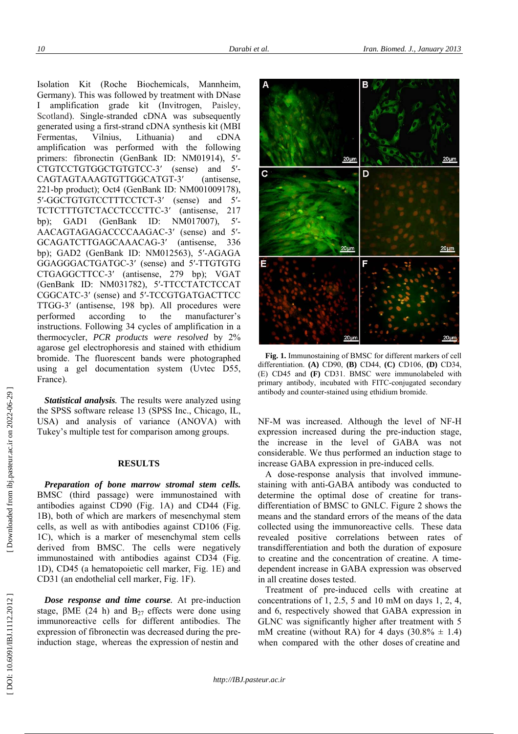Isolation Kit (Roche Biochemicals, Mannheim, Germany). This was followed by treatment with DNase I amplification grade kit (Invitrogen, Paisley, Scotland). Single-stranded cDNA was subsequently generated using a first-strand cDNA synthesis kit (MBI Fermentas, Vilnius, Lithuania) and cDNA amplification was performed with the following primers: fibronectin (GenBank ID: NM01914), 5′-CTGTCCTGTGGCTGTGTCC-3′ (sense) and 5′-CAGTAGTAAAGTGTTGGCATGT-3′ (antisense, 221-bp product); Oct4 (GenBank ID: NM001009178), 5′-GGCTGTGTCCTTTCCTCT-3′ (sense) and 5′-TCTCTTTGTCTACCTCCCTTC-3′ (antisense, 217 bp); GAD1 (GenBank ID: NM017007), 5′-AACAGTAGAGACCCCAAGAC-3′ (sense) and 5′-GCAGATCTTGAGCAAACAG-3′ (antisense, 336 bp); GAD2 (GenBank ID: NM012563), 5′-AGAGA GGAGGGACTGATGC-3′ (sense) and 5′-TTGTGTG CTGAGGCTTCC-3′ (antisense, 279 bp); VGAT (GenBank ID: NM031782), 5′-TTCCTATCTCCAT CGGCATC-3′ (sense) and 5′-TCCGTGATGACTTCC TTGG-3′ (antisense, 198 bp). All procedures were performed according to the manufacturer's instructions. Following 34 cycles of amplification in a thermocycler, *PCR products were resolved* by 2% agarose gel electrophoresis and stained with ethidium bromide. The fluorescent bands were photographed using a gel documentation system (Uvtec D55, France).

***Statistical analysis.*** The results were analyzed using the SPSS software release 13 (SPSS Inc., Chicago, IL, USA) and analysis of variance (ANOVA) with Tukey's multiple test for comparison among groups.

## RESULTS

***Preparation of bone marrow stromal stem cells.*** BMSC (third passage) were immunostained with antibodies against CD90 (Fig. 1A) and CD44 (Fig. 1B), both of which are markers of mesenchymal stem cells, as well as with antibodies against CD106 (Fig. 1C), which is a marker of mesenchymal stem cells derived from BMSC. The cells were negatively immunostained with antibodies against CD34 (Fig. 1D), CD45 (a hematopoietic cell marker, Fig. 1E) and CD31 (an endothelial cell marker, Fig. 1F).

***Dose response and time course***. At pre-induction stage, βME (24 h) and $B_{27}$ effects were done using immunoreactive cells for different antibodies. The expression of fibronectin was decreased during the pre-induction stage, whereas the expression of nestin and NF-M was increased. Although the level of NF-H expression increased during the pre-induction stage, the increase in the level of GABA was not considerable. We thus performed an induction stage to increase GABA expression in pre-induced cells.

**Fig. 1.** Immunostaining of BMSC for different markers of cell differentiation. **(A)** CD90, **(B)** CD44, **(C)** CD106, **(D)** CD34, (E) CD45 and **(F)** CD31. BMSC were immunolabeled with primary antibody, incubated with FITC-conjugated secondary antibody and counter-stained using ethidium bromide.

A dose-response analysis that involved immune-staining with anti-GABA antibody was conducted to determine the optimal dose of creatine for trans-differentiation of BMSC to GNLC. Figure 2 shows the means and the standard errors of the means of the data collected using the immunoreactive cells. These data revealed positive correlations between rates of transdifferentiation and both the duration of exposure to creatine and the concentration of creatine. A time-dependent increase in GABA expression was observed in all creatine doses tested.

Treatment of pre-induced cells with creatine at concentrations of 1, 2.5, 5 and 10 mM on days 1, 2, 4, and 6, respectively showed that GABA expression in GLNC was significantly higher after treatment with 5 mM creatine (without RA) for 4 days (30.8% ± 1.4) when compared with the other doses of creatine and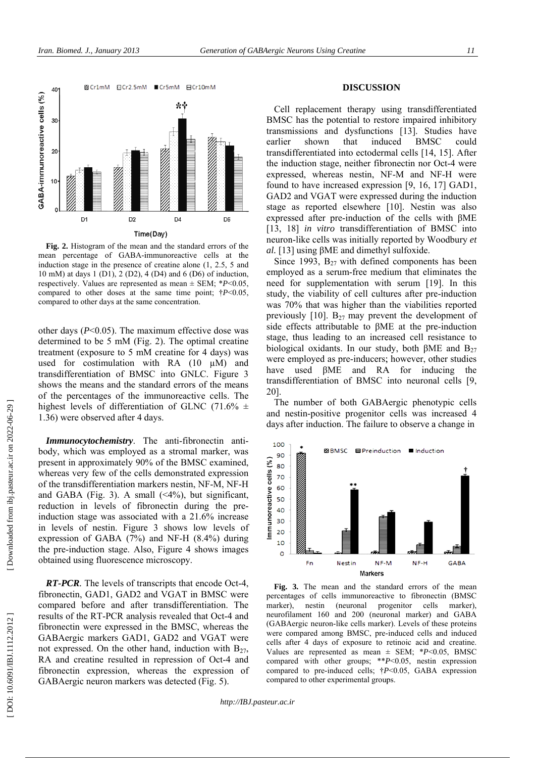**Fig. 2.** Histogram of the mean and the standard errors of the mean percentage of GABA-immunoreactive cells at the induction stage in the presence of creatine alone (1, 2.5, 5 and 10 mM) at days 1 (D1), 2 (D2), 4 (D4) and 6 (D6) of induction, respectively. Values are represented as mean ± SEM; \*$P$<0.05, compared to other doses at the same time point; †$P$<0.05, compared to other days at the same concentration.

other days ($P$<0.05). The maximum effective dose was determined to be 5 mM (Fig. 2). The optimal creatine treatment (exposure to 5 mM creatine for 4 days) was used for costimulation with RA (10 µM) and transdifferentiation of BMSC into GNLC. Figure 3 shows the means and the standard errors of the means of the percentages of the immunoreactive cells. The highest levels of differentiation of GLNC (71.6% ± 1.36) were observed after 4 days.

***Immunocytochemistry***. The anti-fibronectin antibody, which was employed as a stromal marker, was present in approximately 90% of the BMSC examined, whereas very few of the cells demonstrated expression of the transdifferentiation markers nestin, NF-M, NF-H and GABA (Fig. 3). A small (<4%), but significant, reduction in levels of fibronectin during the pre-induction stage was associated with a 21.6% increase in levels of nestin. Figure 3 shows low levels of expression of GABA (7%) and NF-H (8.4%) during the pre-induction stage. Also, Figure 4 shows images obtained using fluorescence microscopy.

***RT-PCR***. The levels of transcripts that encode Oct-4, fibronectin, GAD1, GAD2 and VGAT in BMSC were compared before and after transdifferentiation. The results of the RT-PCR analysis revealed that Oct-4 and fibronectin were expressed in the BMSC, whereas the GABAergic markers GAD1, GAD2 and VGAT were not expressed. On the other hand, induction with $B_{27}$, RA and creatine resulted in repression of Oct-4 and fibronectin expression, whereas the expression of GABAergic neuron markers was detected (Fig. 5).

## DISCUSSION

Cell replacement therapy using transdifferentiated BMSC has the potential to restore impaired inhibitory transmissions and dysfunctions [13]. Studies have earlier shown that induced BMSC could transdifferentiated into ectodermal cells [14, 15]. After the induction stage, neither fibronectin nor Oct-4 were expressed, whereas nestin, NF-M and NF-H were found to have increased expression [9, 16, 17] GAD1, GAD2 and VGAT were expressed during the induction stage as reported elsewhere [10]. Nestin was also expressed after pre-induction of the cells with βME [13, 18] *in vitro* transdifferentiation of BMSC into neuron-like cells was initially reported by Woodbury *et al.* [13] using βME and dimethyl sulfoxide.

Since 1993, $B_{27}$ with defined components has been employed as a serum-free medium that eliminates the need for supplementation with serum [19]. In this study, the viability of cell cultures after pre-induction was 70% that was higher than the viabilities reported previously [10]. $B_{27}$ may prevent the development of side effects attributable to βME at the pre-induction stage, thus leading to an increased cell resistance to biological oxidants. In our study, both βME and $B_{27}$ were employed as pre-inducers; however, other studies have used βME and RA for inducing the transdifferentiation of BMSC into neuronal cells [9, 20].

The number of both GABAergic phenotypic cells and nestin-positive progenitor cells was increased 4 days after induction. The failure to observe a change in

**Fig. 3.** The mean and the standard errors of the mean percentages of cells immunoreactive to fibronectin (BMSC marker), nestin (neuronal progenitor cells marker), neurofilament 160 and 200 (neuronal marker) and GABA (GABAergic neuron-like cells marker). Levels of these proteins were compared among BMSC, pre-induced cells and induced cells after 4 days of exposure to retinoic acid and creatine. Values are represented as mean ± SEM; \*$P$<0.05, BMSC compared with other groups; \*\*$P$<0.05, nestin expression compared to pre-induced cells; †$P$<0.05, GABA expression compared to other experimental groups.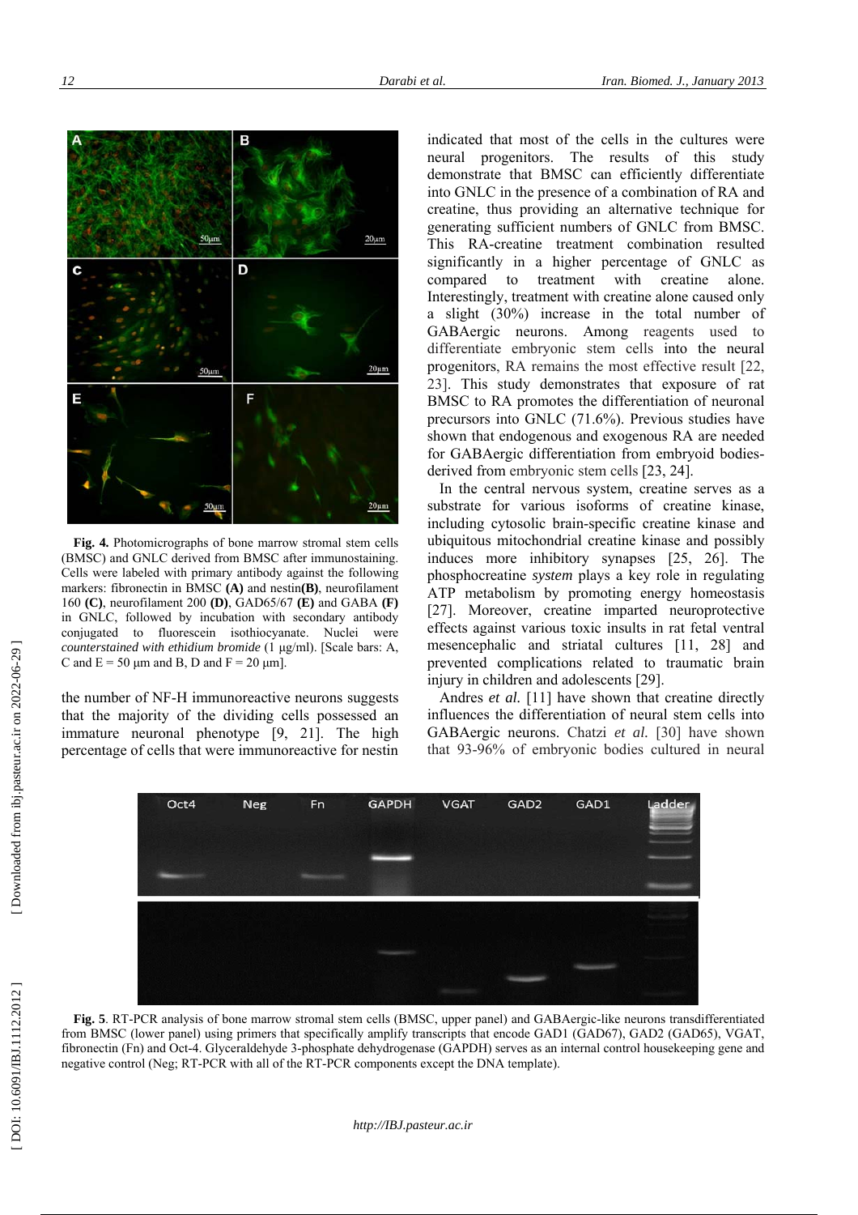**Fig. 4.** Photomicrographs of bone marrow stromal stem cells (BMSC) and GNLC derived from BMSC after immunostaining. Cells were labeled with primary antibody against the following markers: fibronectin in BMSC **(A)** and nestin**(B)**, neurofilament 160 **(C)**, neurofilament 200 **(D)**, GAD65/67 **(E)** and GABA **(F)** in GNLC, followed by incubation with secondary antibody conjugated to fluorescein isothiocyanate. Nuclei were *counterstained with ethidium bromide* (1 µg/ml). [Scale bars: A, C and E = 50 µm and B, D and F = 20 µm].

the number of NF-H immunoreactive neurons suggests that the majority of the dividing cells possessed an immature neuronal phenotype [9, 21]. The high percentage of cells that were immunoreactive for nestin indicated that most of the cells in the cultures were neural progenitors. The results of this study demonstrate that BMSC can efficiently differentiate into GNLC in the presence of a combination of RA and creatine, thus providing an alternative technique for generating sufficient numbers of GNLC from BMSC. This RA-creatine treatment combination resulted significantly in a higher percentage of GNLC as compared to treatment with creatine alone. Interestingly, treatment with creatine alone caused only a slight (30%) increase in the total number of GABAergic neurons. Among reagents used to differentiate embryonic stem cells into the neural progenitors, RA remains the most effective result [22, 23]. This study demonstrates that exposure of rat BMSC to RA promotes the differentiation of neuronal precursors into GNLC (71.6%). Previous studies have shown that endogenous and exogenous RA are needed for GABAergic differentiation from embryoid bodies-derived from embryonic stem cells [23, 24].

In the central nervous system, creatine serves as a substrate for various isoforms of creatine kinase, including cytosolic brain-specific creatine kinase and ubiquitous mitochondrial creatine kinase and possibly induces more inhibitory synapses [25, 26]. The phosphocreatine *system* plays a key role in regulating ATP metabolism by promoting energy homeostasis [27]. Moreover, creatine imparted neuroprotective effects against various toxic insults in rat fetal ventral mesencephalic and striatal cultures [11, 28] and prevented complications related to traumatic brain injury in children and adolescents [29].

Andres *et al.* [11] have shown that creatine directly influences the differentiation of neural stem cells into GABAergic neurons. Chatzi *et al.* [30] have shown that 93-96% of embryonic bodies cultured in neural

**Fig. 5**. RT-PCR analysis of bone marrow stromal stem cells (BMSC, upper panel) and GABAergic-like neurons transdifferentiated from BMSC (lower panel) using primers that specifically amplify transcripts that encode GAD1 (GAD67), GAD2 (GAD65), VGAT, fibronectin (Fn) and Oct-4. Glyceraldehyde 3-phosphate dehydrogenase (GAPDH) serves as an internal control housekeeping gene and negative control (Neg; RT-PCR with all of the RT-PCR components except the DNA template).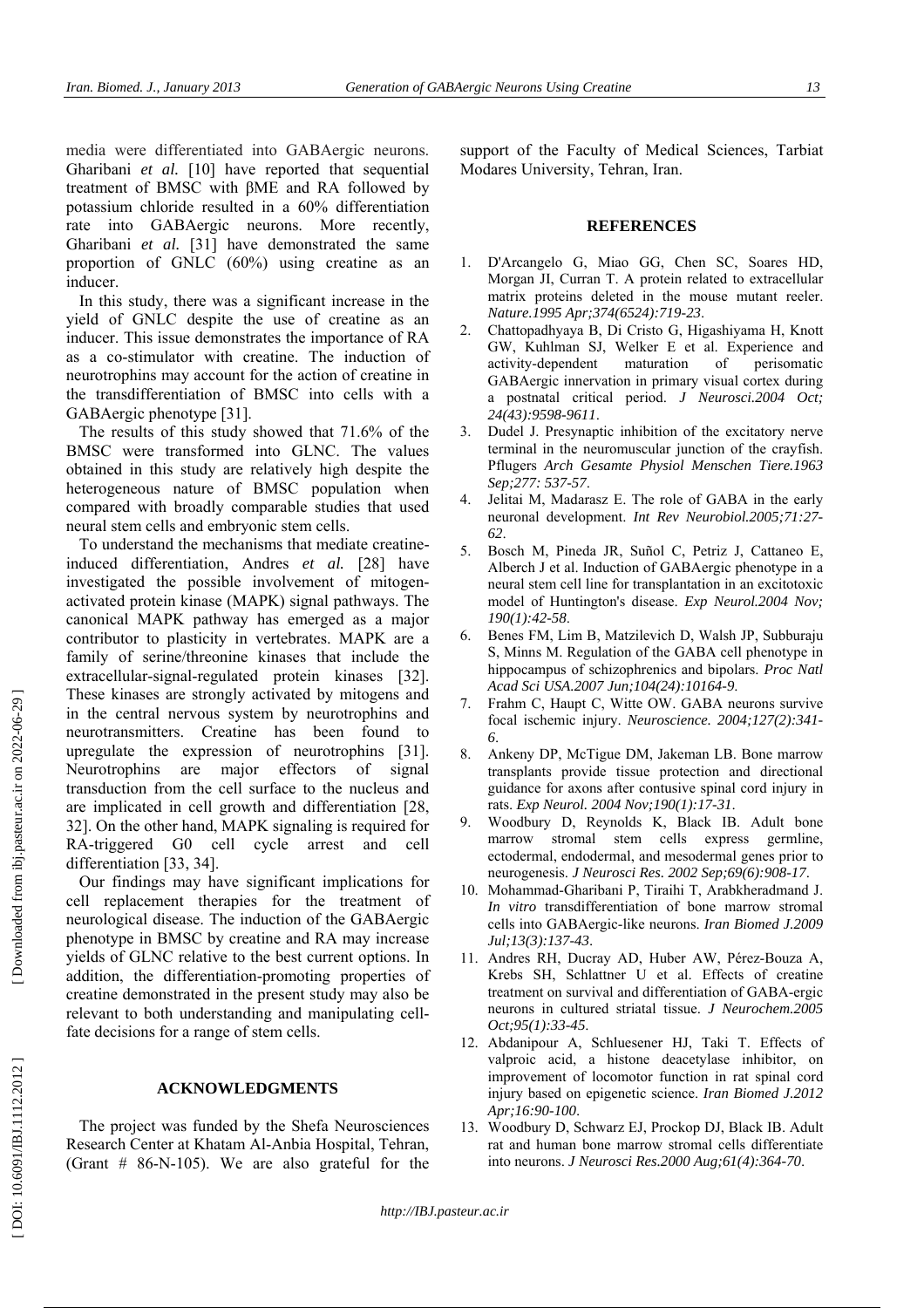media were differentiated into GABAergic neurons. Gharibani *et al.* [10] have reported that sequential treatment of BMSC with βME and RA followed by potassium chloride resulted in a 60% differentiation rate into GABAergic neurons. More recently, Gharibani *et al.* [31] have demonstrated the same proportion of GNLC (60%) using creatine as an inducer.

In this study, there was a significant increase in the yield of GNLC despite the use of creatine as an inducer. This issue demonstrates the importance of RA as a co-stimulator with creatine. The induction of neurotrophins may account for the action of creatine in the transdifferentiation of BMSC into cells with a GABAergic phenotype [31].

The results of this study showed that 71.6% of the BMSC were transformed into GLNC. The values obtained in this study are relatively high despite the heterogeneous nature of BMSC population when compared with broadly comparable studies that used neural stem cells and embryonic stem cells.

To understand the mechanisms that mediate creatine-induced differentiation, Andres *et al.* [28] have investigated the possible involvement of mitogen-activated protein kinase (MAPK) signal pathways. The canonical MAPK pathway has emerged as a major contributor to plasticity in vertebrates. MAPK are a family of serine/threonine kinases that include the extracellular-signal-regulated protein kinases [32]. These kinases are strongly activated by mitogens and in the central nervous system by neurotrophins and neurotransmitters. Creatine has been found to upregulate the expression of neurotrophins [31]. Neurotrophins are major effectors of signal transduction from the cell surface to the nucleus and are implicated in cell growth and differentiation [28, 32]. On the other hand, MAPK signaling is required for RA-triggered G0 cell cycle arrest and cell differentiation [33, 34].

Our findings may have significant implications for cell replacement therapies for the treatment of neurological disease. The induction of the GABAergic phenotype in BMSC by creatine and RA may increase yields of GLNC relative to the best current options. In addition, the differentiation-promoting properties of creatine demonstrated in the present study may also be relevant to both understanding and manipulating cell-fate decisions for a range of stem cells.

## ACKNOWLEDGMENTS

The project was funded by the Shefa Neurosciences Research Center at Khatam Al-Anbia Hospital, Tehran, (Grant # 86-N-105). We are also grateful for the support of the Faculty of Medical Sciences, Tarbiat Modares University, Tehran, Iran.

## REFERENCES

1. D'Arcangelo G, Miao GG, Chen SC, Soares HD, Morgan JI, Curran T. A protein related to extracellular matrix proteins deleted in the mouse mutant reeler. *Nature.1995 Apr;374(6524):719-23*.
2. Chattopadhyaya B, Di Cristo G, Higashiyama H, Knott GW, Kuhlman SJ, Welker E et al. Experience and activity-dependent maturation of perisomatic GABAergic innervation in primary visual cortex during a postnatal critical period. *J Neurosci.2004 Oct; 24(43):9598-9611*.
3. Dudel J. Presynaptic inhibition of the excitatory nerve terminal in the neuromuscular junction of the crayfish. Pflugers *Arch Gesamte Physiol Menschen Tiere.1963 Sep;277: 537-57*.
4. Jelitai M, Madarasz E. The role of GABA in the early neuronal development. *Int Rev Neurobiol.2005;71:27-62*.
5. Bosch M, Pineda JR, Suñol C, Petriz J, Cattaneo E, Alberch J et al. Induction of GABAergic phenotype in a neural stem cell line for transplantation in an excitotoxic model of Huntington's disease. *Exp Neurol.2004 Nov; 190(1):42-58*.
6. Benes FM, Lim B, Matzilevich D, Walsh JP, Subburaju S, Minns M. Regulation of the GABA cell phenotype in hippocampus of schizophrenics and bipolars. *Proc Natl Acad Sci USA.2007 Jun;104(24):10164-9*.
7. Frahm C, Haupt C, Witte OW. GABA neurons survive focal ischemic injury. *Neuroscience. 2004;127(2):341-6*.
8. Ankeny DP, McTigue DM, Jakeman LB. Bone marrow transplants provide tissue protection and directional guidance for axons after contusive spinal cord injury in rats. *Exp Neurol. 2004 Nov;190(1):17-31*.
9. Woodbury D, Reynolds K, Black IB. Adult bone marrow stromal stem cells express germline, ectodermal, endodermal, and mesodermal genes prior to neurogenesis. *J Neurosci Res. 2002 Sep;69(6):908-17*.
10. Mohammad-Gharibani P, Tiraihi T, Arabkheradmand J. *In vitro* transdifferentiation of bone marrow stromal cells into GABAergic-like neurons. *Iran Biomed J.2009 Jul;13(3):137-43*.
11. Andres RH, Ducray AD, Huber AW, Pérez-Bouza A, Krebs SH, Schlattner U et al. Effects of creatine treatment on survival and differentiation of GABA-ergic neurons in cultured striatal tissue. *J Neurochem.2005 Oct;95(1):33-45*.
12. Abdanipour A, Schluesener HJ, Taki T. Effects of valproic acid, a histone deacetylase inhibitor, on improvement of locomotor function in rat spinal cord injury based on epigenetic science. *Iran Biomed J.2012 Apr;16:90-100*.
13. Woodbury D, Schwarz EJ, Prockop DJ, Black IB. Adult rat and human bone marrow stromal cells differentiate into neurons. *J Neurosci Res.2000 Aug;61(4):364-70*.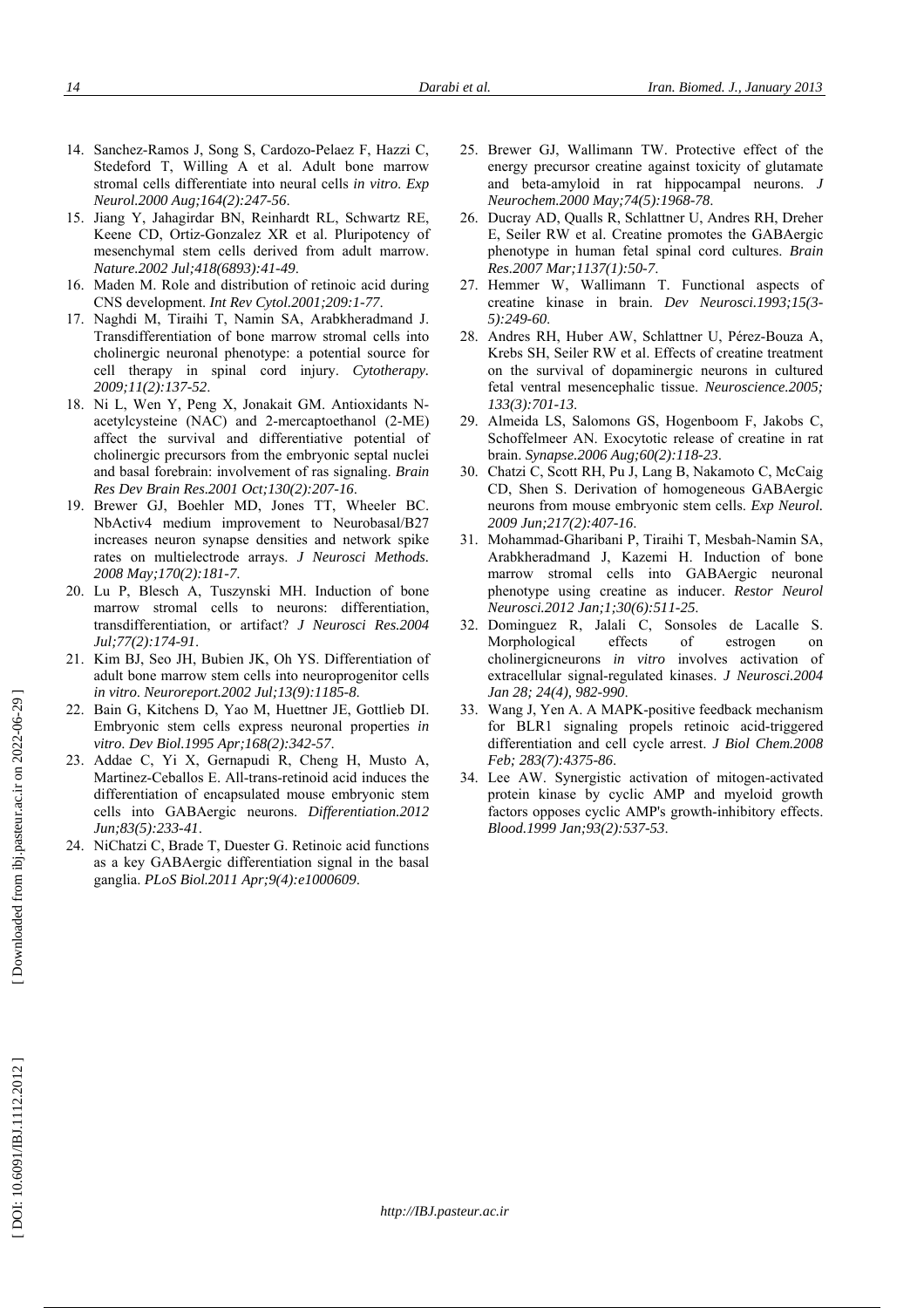14. Sanchez-Ramos J, Song S, Cardozo-Pelaez F, Hazzi C, Stedeford T, Willing A et al. Adult bone marrow stromal cells differentiate into neural cells *in vitro*. *Exp Neurol.2000 Aug;164(2):247-56*.
15. Jiang Y, Jahagirdar BN, Reinhardt RL, Schwartz RE, Keene CD, Ortiz-Gonzalez XR et al. Pluripotency of mesenchymal stem cells derived from adult marrow. *Nature.2002 Jul;418(6893):41-49*.
16. Maden M. Role and distribution of retinoic acid during CNS development. *Int Rev Cytol.2001;209:1-77*.
17. Naghdi M, Tiraihi T, Namin SA, Arabkheradmand J. Transdifferentiation of bone marrow stromal cells into cholinergic neuronal phenotype: a potential source for cell therapy in spinal cord injury. *Cytotherapy. 2009;11(2):137-52*.
18. Ni L, Wen Y, Peng X, Jonakait GM. Antioxidants N-acetylcysteine (NAC) and 2-mercaptoethanol (2-ME) affect the survival and differentiative potential of cholinergic precursors from the embryonic septal nuclei and basal forebrain: involvement of ras signaling. *Brain Res Dev Brain Res.2001 Oct;130(2):207-16*.
19. Brewer GJ, Boehler MD, Jones TT, Wheeler BC. NbActiv4 medium improvement to Neurobasal/B27 increases neuron synapse densities and network spike rates on multielectrode arrays. *J Neurosci Methods. 2008 May;170(2):181-7*.
20. Lu P, Blesch A, Tuszynski MH. Induction of bone marrow stromal cells to neurons: differentiation, transdifferentiation, or artifact? *J Neurosci Res.2004 Jul;77(2):174-91*.
21. Kim BJ, Seo JH, Bubien JK, Oh YS. Differentiation of adult bone marrow stem cells into neuroprogenitor cells *in vitro*. *Neuroreport.2002 Jul;13(9):1185-8*.
22. Bain G, Kitchens D, Yao M, Huettner JE, Gottlieb DI. Embryonic stem cells express neuronal properties *in vitro*. *Dev Biol.1995 Apr;168(2):342-57*.
23. Addae C, Yi X, Gernapudi R, Cheng H, Musto A, Martinez-Ceballos E. All-trans-retinoid acid induces the differentiation of encapsulated mouse embryonic stem cells into GABAergic neurons. *Differentiation.2012 Jun;83(5):233-41*.
24. NiChatzi C, Brade T, Duester G. Retinoic acid functions as a key GABAergic differentiation signal in the basal ganglia. *PLoS Biol.2011 Apr;9(4):e1000609*.
25. Brewer GJ, Wallimann TW. Protective effect of the energy precursor creatine against toxicity of glutamate and beta-amyloid in rat hippocampal neurons. *J Neurochem.2000 May;74(5):1968-78*.
26. Ducray AD, Qualls R, Schlattner U, Andres RH, Dreher E, Seiler RW et al. Creatine promotes the GABAergic phenotype in human fetal spinal cord cultures. *Brain Res.2007 Mar;1137(1):50-7*.
27. Hemmer W, Wallimann T. Functional aspects of creatine kinase in brain. *Dev Neurosci.1993;15(3-5):249-60*.
28. Andres RH, Huber AW, Schlattner U, Pérez-Bouza A, Krebs SH, Seiler RW et al. Effects of creatine treatment on the survival of dopaminergic neurons in cultured fetal ventral mesencephalic tissue. *Neuroscience.2005; 133(3):701-13*.
29. Almeida LS, Salomons GS, Hogenboom F, Jakobs C, Schoffelmeer AN. Exocytotic release of creatine in rat brain. *Synapse.2006 Aug;60(2):118-23*.
30. Chatzi C, Scott RH, Pu J, Lang B, Nakamoto C, McCaig CD, Shen S. Derivation of homogeneous GABAergic neurons from mouse embryonic stem cells. *Exp Neurol. 2009 Jun;217(2):407-16*.
31. Mohammad-Gharibani P, Tiraihi T, Mesbah-Namin SA, Arabkheradmand J, Kazemi H. Induction of bone marrow stromal cells into GABAergic neuronal phenotype using creatine as inducer. *Restor Neurol Neurosci.2012 Jan;1;30(6):511-25*.
32. Dominguez R, Jalali C, Sonsoles de Lacalle S. Morphological effects of estrogen on cholinergicneurons *in vitro* involves activation of extracellular signal-regulated kinases. *J Neurosci.2004 Jan 28; 24(4), 982-990*.
33. Wang J, Yen A. A MAPK-positive feedback mechanism for BLR1 signaling propels retinoic acid-triggered differentiation and cell cycle arrest. *J Biol Chem.2008 Feb; 283(7):4375-86*.
34. Lee AW. Synergistic activation of mitogen-activated protein kinase by cyclic AMP and myeloid growth factors opposes cyclic AMP's growth-inhibitory effects. *Blood.1999 Jan;93(2):537-53*.